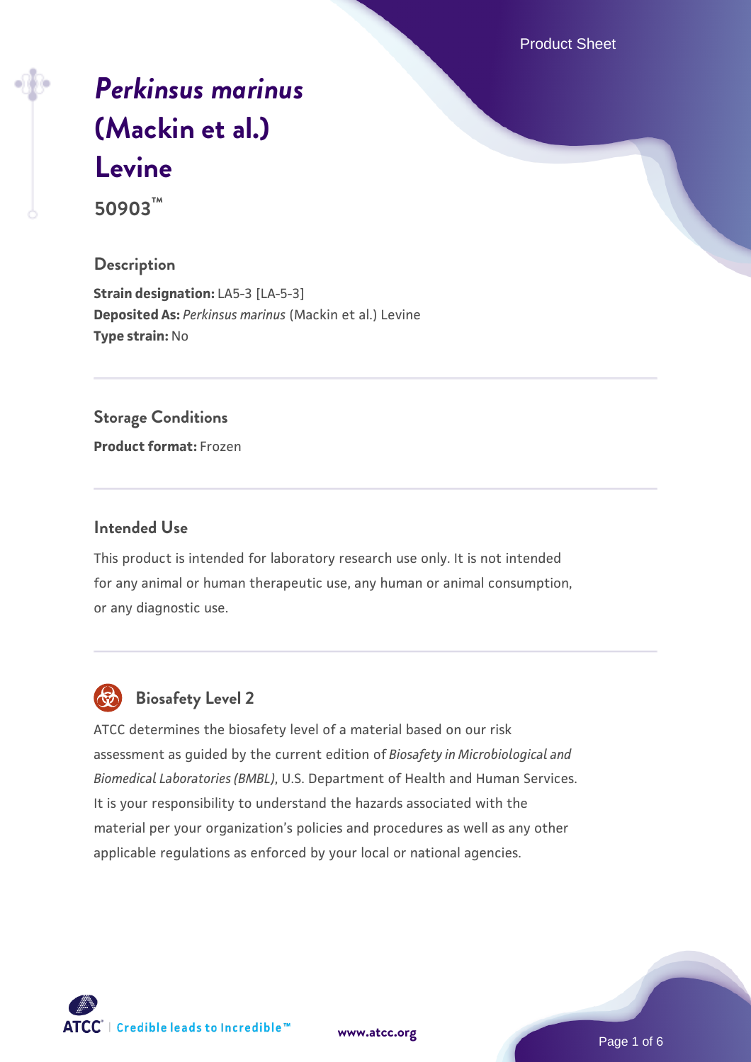# *Perkinsus marinus* (Mackin et al.) Levine

**50903™**

## Description

**Strain designation:** LA5-3 [LA-5-3]
**Deposited As:** *Perkinsus marinus* (Mackin et al.) Levine
**Type strain:** No

## Storage Conditions

**Product format:** Frozen

## Intended Use

This product is intended for laboratory research use only. It is not intended for any animal or human therapeutic use, any human or animal consumption, or any diagnostic use.

## Biosafety Level 2

ATCC determines the biosafety level of a material based on our risk assessment as guided by the current edition of *Biosafety in Microbiological and Biomedical Laboratories (BMBL)*, U.S. Department of Health and Human Services. It is your responsibility to understand the hazards associated with the material per your organization's policies and procedures as well as any other applicable regulations as enforced by your local or national agencies.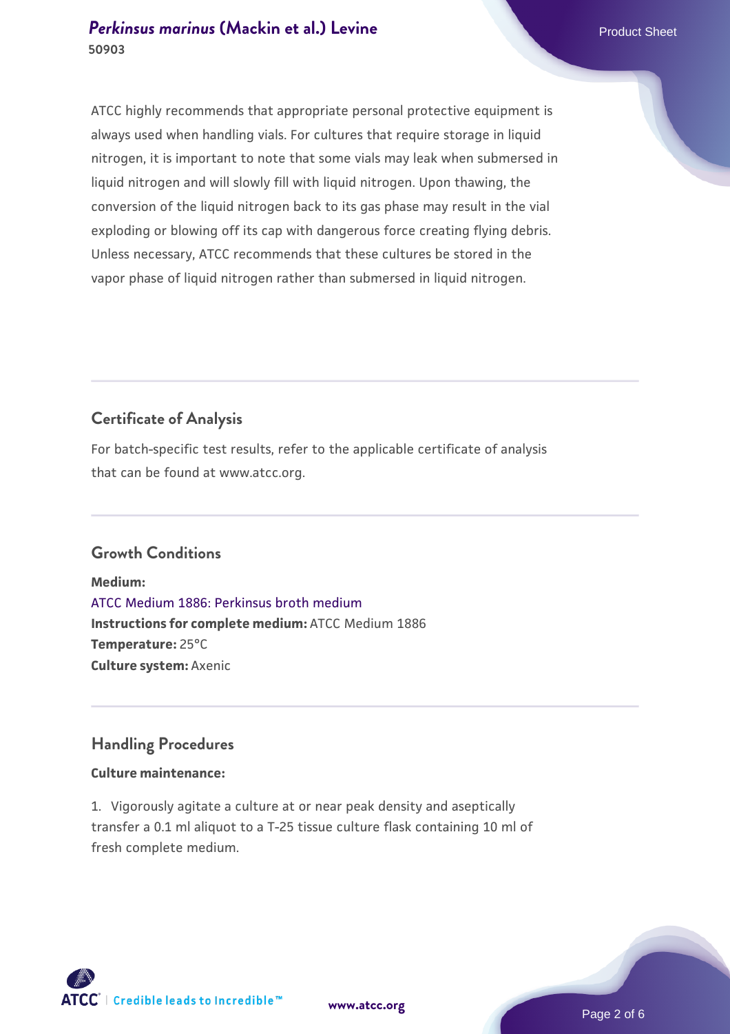ATCC highly recommends that appropriate personal protective equipment is always used when handling vials. For cultures that require storage in liquid nitrogen, it is important to note that some vials may leak when submersed in liquid nitrogen and will slowly fill with liquid nitrogen. Upon thawing, the conversion of the liquid nitrogen back to its gas phase may result in the vial exploding or blowing off its cap with dangerous force creating flying debris. Unless necessary, ATCC recommends that these cultures be stored in the vapor phase of liquid nitrogen rather than submersed in liquid nitrogen.

## Certificate of Analysis

For batch-specific test results, refer to the applicable certificate of analysis that can be found at www.atcc.org.

## Growth Conditions

**Medium:**
ATCC Medium 1886: Perkinsus broth medium
**Instructions for complete medium:** ATCC Medium 1886
**Temperature:** 25°C
**Culture system:** Axenic

## Handling Procedures

**Culture maintenance:**

1. Vigorously agitate a culture at or near peak density and aseptically transfer a 0.1 ml aliquot to a T-25 tissue culture flask containing 10 ml of fresh complete medium.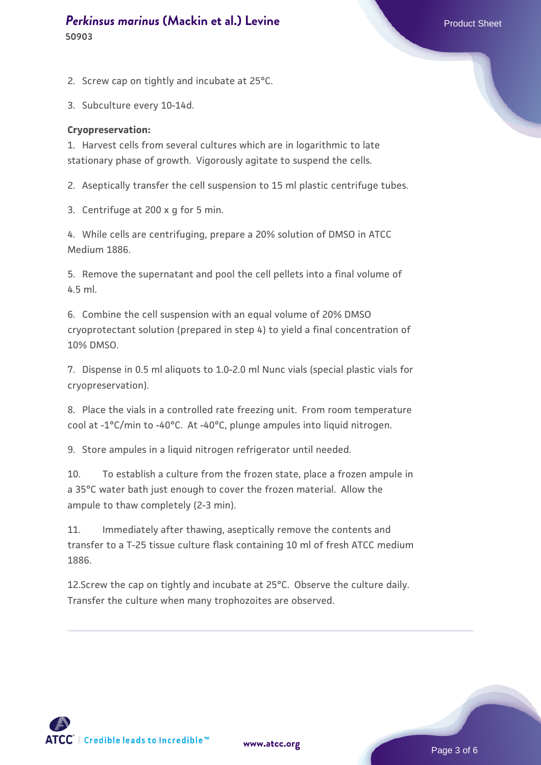2. Screw cap on tightly and incubate at 25°C.

3. Subculture every 10-14d.

**Cryopreservation:**

1. Harvest cells from several cultures which are in logarithmic to late stationary phase of growth. Vigorously agitate to suspend the cells.

2. Aseptically transfer the cell suspension to 15 ml plastic centrifuge tubes.

3. Centrifuge at 200 x g for 5 min.

4. While cells are centrifuging, prepare a 20% solution of DMSO in ATCC Medium 1886.

5. Remove the supernatant and pool the cell pellets into a final volume of 4.5 ml.

6. Combine the cell suspension with an equal volume of 20% DMSO cryoprotectant solution (prepared in step 4) to yield a final concentration of 10% DMSO.

7. Dispense in 0.5 ml aliquots to 1.0-2.0 ml Nunc vials (special plastic vials for cryopreservation).

8. Place the vials in a controlled rate freezing unit. From room temperature cool at -1°C/min to -40°C. At -40°C, plunge ampules into liquid nitrogen.

9. Store ampules in a liquid nitrogen refrigerator until needed.

10. To establish a culture from the frozen state, place a frozen ampule in a 35°C water bath just enough to cover the frozen material. Allow the ampule to thaw completely (2-3 min).

11. Immediately after thawing, aseptically remove the contents and transfer to a T-25 tissue culture flask containing 10 ml of fresh ATCC medium 1886.

12.Screw the cap on tightly and incubate at 25°C. Observe the culture daily. Transfer the culture when many trophozoites are observed.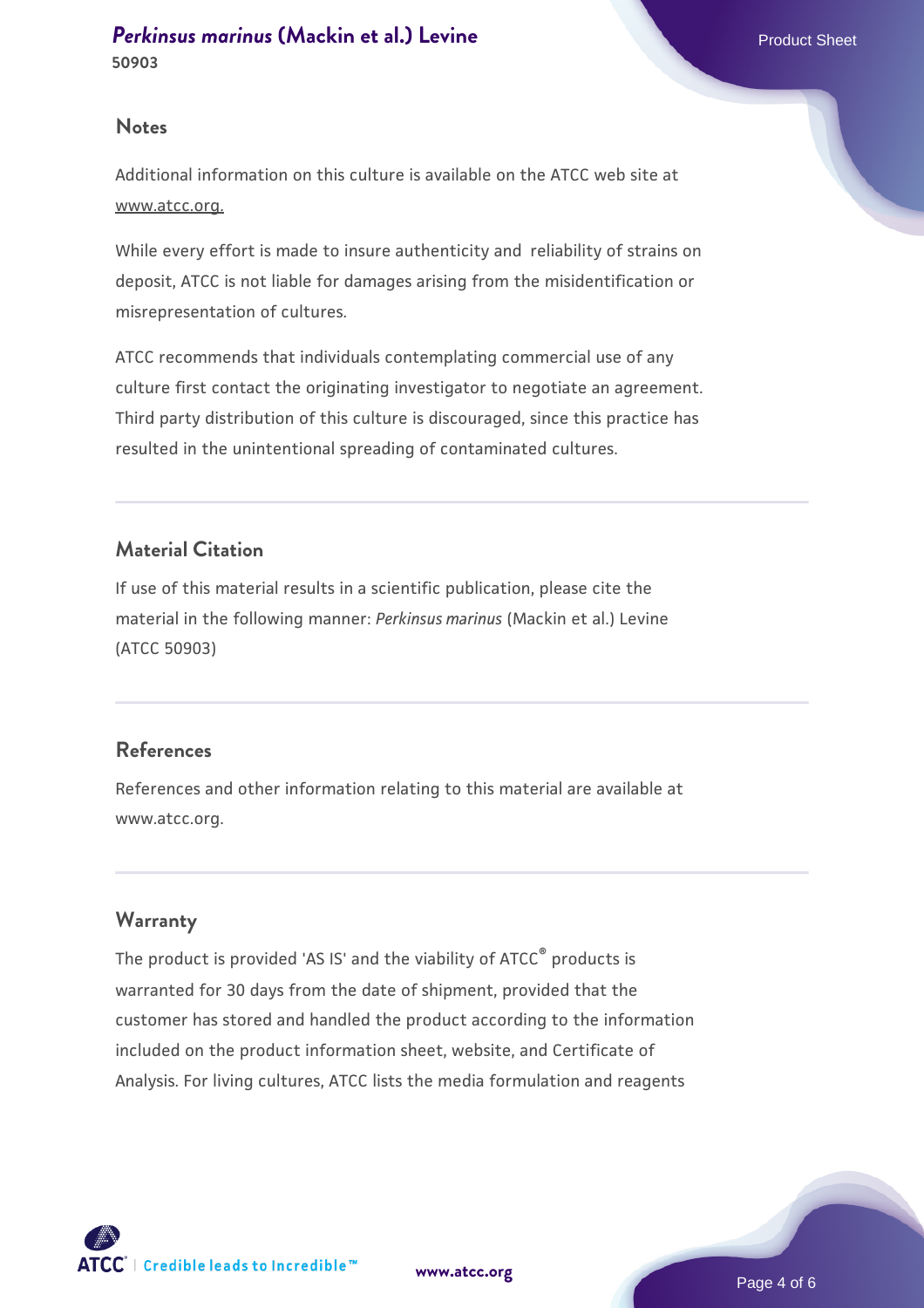## Notes

Additional information on this culture is available on the ATCC web site at www.atcc.org.

While every effort is made to insure authenticity and reliability of strains on deposit, ATCC is not liable for damages arising from the misidentification or misrepresentation of cultures.

ATCC recommends that individuals contemplating commercial use of any culture first contact the originating investigator to negotiate an agreement. Third party distribution of this culture is discouraged, since this practice has resulted in the unintentional spreading of contaminated cultures.

## Material Citation

If use of this material results in a scientific publication, please cite the material in the following manner: *Perkinsus marinus* (Mackin et al.) Levine (ATCC 50903)

## References

References and other information relating to this material are available at www.atcc.org.

## Warranty

The product is provided 'AS IS' and the viability of ATCC® products is warranted for 30 days from the date of shipment, provided that the customer has stored and handled the product according to the information included on the product information sheet, website, and Certificate of Analysis. For living cultures, ATCC lists the media formulation and reagents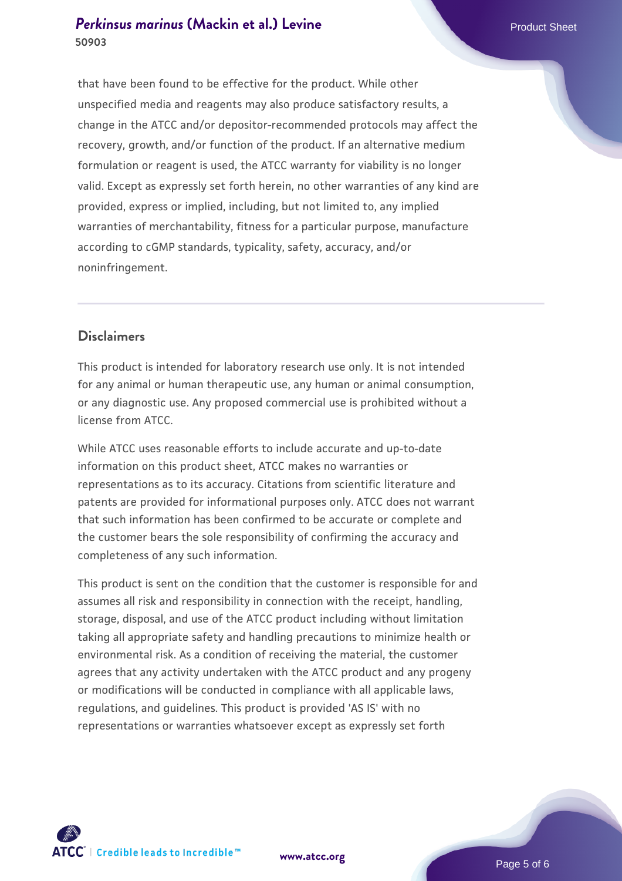that have been found to be effective for the product. While other unspecified media and reagents may also produce satisfactory results, a change in the ATCC and/or depositor-recommended protocols may affect the recovery, growth, and/or function of the product. If an alternative medium formulation or reagent is used, the ATCC warranty for viability is no longer valid. Except as expressly set forth herein, no other warranties of any kind are provided, express or implied, including, but not limited to, any implied warranties of merchantability, fitness for a particular purpose, manufacture according to cGMP standards, typicality, safety, accuracy, and/or noninfringement.

## Disclaimers

This product is intended for laboratory research use only. It is not intended for any animal or human therapeutic use, any human or animal consumption, or any diagnostic use. Any proposed commercial use is prohibited without a license from ATCC.

While ATCC uses reasonable efforts to include accurate and up-to-date information on this product sheet, ATCC makes no warranties or representations as to its accuracy. Citations from scientific literature and patents are provided for informational purposes only. ATCC does not warrant that such information has been confirmed to be accurate or complete and the customer bears the sole responsibility of confirming the accuracy and completeness of any such information.

This product is sent on the condition that the customer is responsible for and assumes all risk and responsibility in connection with the receipt, handling, storage, disposal, and use of the ATCC product including without limitation taking all appropriate safety and handling precautions to minimize health or environmental risk. As a condition of receiving the material, the customer agrees that any activity undertaken with the ATCC product and any progeny or modifications will be conducted in compliance with all applicable laws, regulations, and guidelines. This product is provided 'AS IS' with no representations or warranties whatsoever except as expressly set forth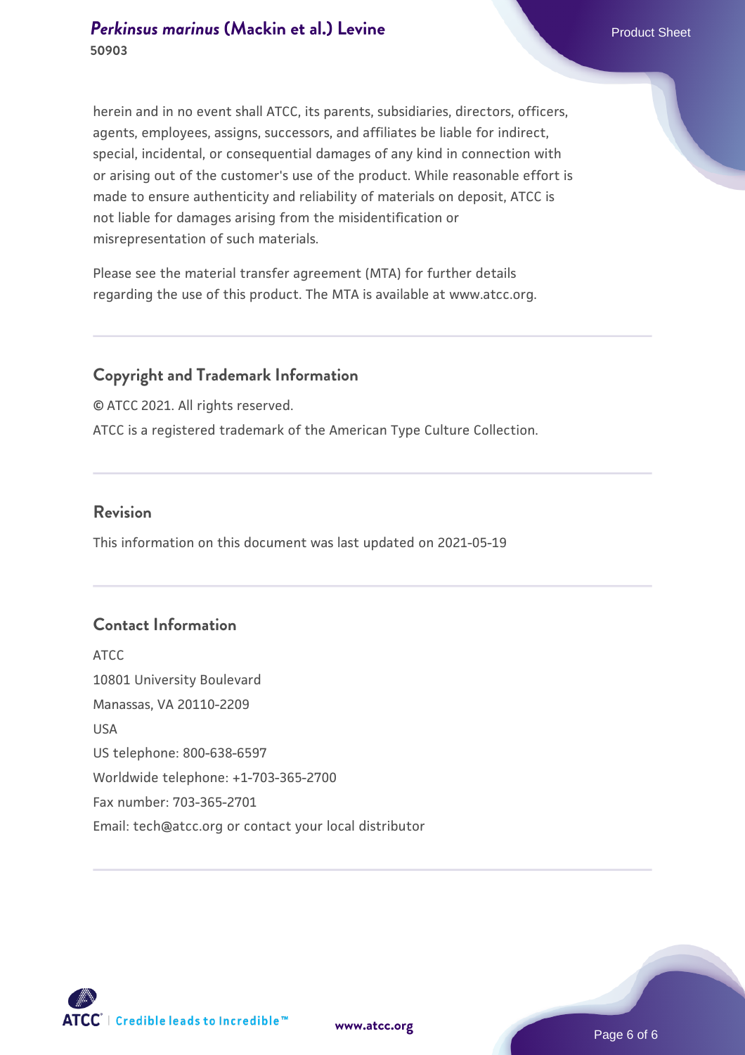herein and in no event shall ATCC, its parents, subsidiaries, directors, officers, agents, employees, assigns, successors, and affiliates be liable for indirect, special, incidental, or consequential damages of any kind in connection with or arising out of the customer's use of the product. While reasonable effort is made to ensure authenticity and reliability of materials on deposit, ATCC is not liable for damages arising from the misidentification or misrepresentation of such materials.

Please see the material transfer agreement (MTA) for further details regarding the use of this product. The MTA is available at www.atcc.org.

## Copyright and Trademark Information

© ATCC 2021. All rights reserved.

ATCC is a registered trademark of the American Type Culture Collection.

## Revision

This information on this document was last updated on 2021-05-19

## Contact Information

ATCC
10801 University Boulevard
Manassas, VA 20110-2209
USA
US telephone: 800-638-6597
Worldwide telephone: +1-703-365-2700
Fax number: 703-365-2701
Email: tech@atcc.org or contact your local distributor